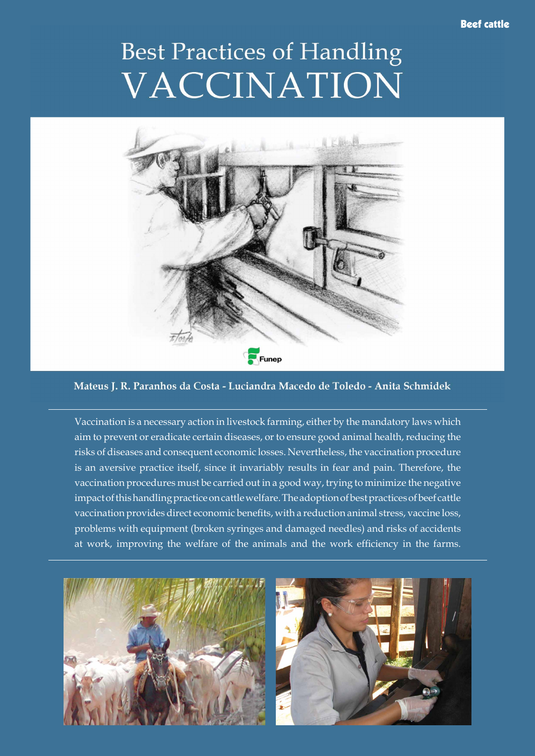Beef cattle

# Best Practices of Handling VACCINATION

Funep

**Mateus J. R. Paranhos da Costa - Luciandra Macedo de Toledo - Anita Schmidek**

Vaccination is a necessary action in livestock farming, either by the mandatory laws which aim to prevent or eradicate certain diseases, or to ensure good animal health, reducing the risks of diseases and consequent economic losses. Nevertheless, the vaccination procedure is an aversive practice itself, since it invariably results in fear and pain. Therefore, the vaccination procedures must be carried out in a good way, trying to minimize the negative impact of this handling practice on cattle welfare. The adoption of best practices of beef cattle vaccination provides direct economic benefits, with a reduction animal stress, vaccine loss, problems with equipment (broken syringes and damaged needles) and risks of accidents at work, improving the welfare of the animals and the work efficiency in the farms.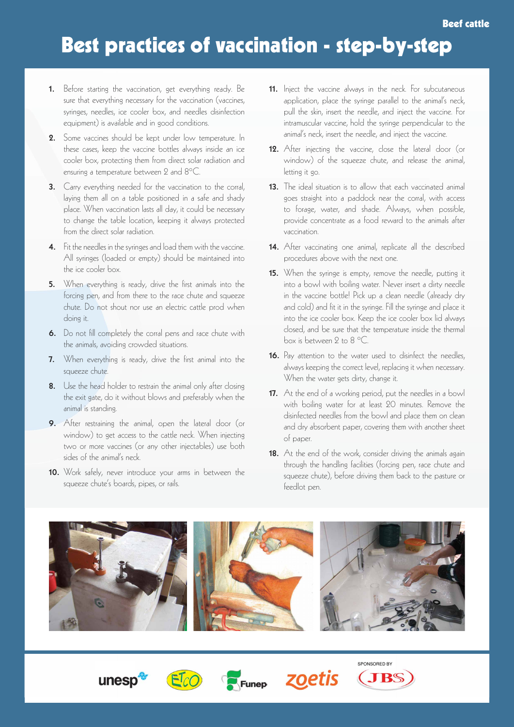# Best practices of vaccination - step-by-step

1. Before starting the vaccination, get everything ready. Be sure that everything necessary for the vaccination (vaccines, syringes, needles, ice cooler box, and needles disinfection equipment) is available and in good conditions.
2. Some vaccines should be kept under low temperature. In these cases, keep the vaccine bottles always inside an ice cooler box, protecting them from direct solar radiation and ensuring a temperature between 2 and 8°C.
3. Carry everything needed for the vaccination to the corral, laying them all on a table positioned in a safe and shady place. When vaccination lasts all day, it could be necessary to change the table location, keeping it always protected from the direct solar radiation.
4. Fit the needles in the syringes and load them with the vaccine. All syringes (loaded or empty) should be maintained into the ice cooler box.
5. When everything is ready, drive the first animals into the forcing pen, and from there to the race chute and squeeze chute. Do not shout nor use an electric cattle prod when doing it.
6. Do not fill completely the corral pens and race chute with the animals, avoiding crowded situations.
7. When everything is ready, drive the first animal into the squeeze chute.
8. Use the head holder to restrain the animal only after closing the exit gate, do it without blows and preferably when the animal is standing.
9. After restraining the animal, open the lateral door (or window) to get access to the cattle neck. When injecting two or more vaccines (or any other injectables) use both sides of the animal's neck.
10. Work safely, never introduce your arms in between the squeeze chute's boards, pipes, or rails.
11. Inject the vaccine always in the neck. For subcutaneous application, place the syringe parallel to the animal's neck, pull the skin, insert the needle, and inject the vaccine. For intramuscular vaccine, hold the syringe perpendicular to the animal's neck, insert the needle, and inject the vaccine.
12. After injecting the vaccine, close the lateral door (or window) of the squeeze chute, and release the animal, letting it go.
13. The ideal situation is to allow that each vaccinated animal goes straight into a paddock near the corral, with access to forage, water, and shade. Always, when possible, provide concentrate as a food reward to the animals after vaccination.
14. After vaccinating one animal, replicate all the described procedures above with the next one.
15. When the syringe is empty, remove the needle, putting it into a bowl with boiling water. Never insert a dirty needle in the vaccine bottle! Pick up a clean needle (already dry and cold) and fit it in the syringe. Fill the syringe and place it into the ice cooler box. Keep the ice cooler box lid always closed, and be sure that the temperature inside the thermal box is between 2 to 8 °C.
16. Pay attention to the water used to disinfect the needles, always keeping the correct level, replacing it when necessary. When the water gets dirty, change it.
17. At the end of a working period, put the needles in a bowl with boiling water for at least 20 minutes. Remove the disinfected needles from the bowl and place them on clean and dry absorbent paper, covering them with another sheet of paper.
18. At the end of the work, consider driving the animals again through the handling facilities (forcing pen, race chute and squeeze chute), before driving them back to the pasture or feedlot pen.

unesp ETCO Funep zoetis

SPONSORED BY JBS